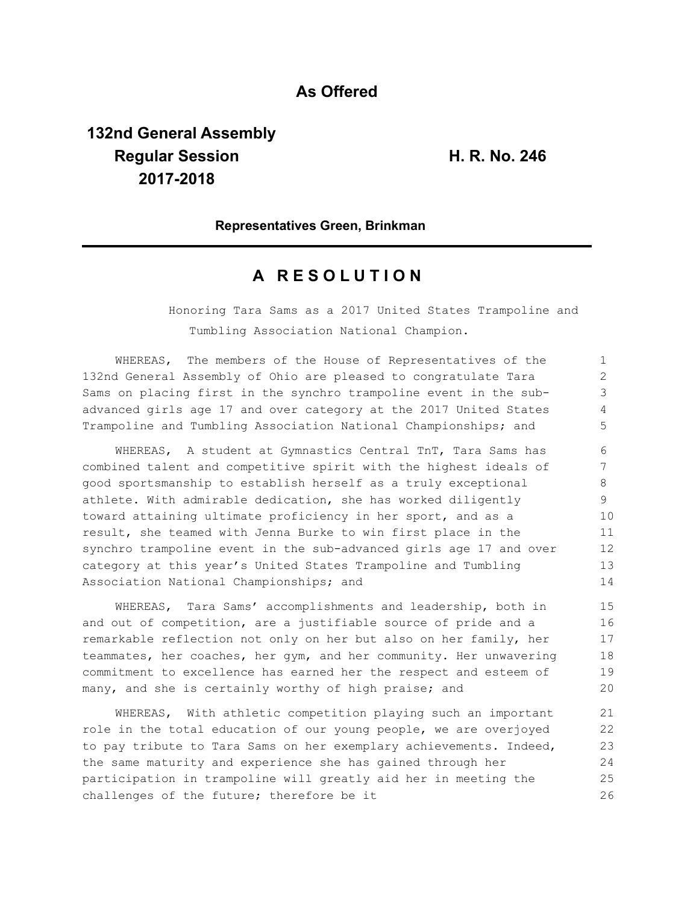**As Offered**

**132nd General Assembly**
**Regular Session**
**2017-2018**

**H. R. No. 246**

**Representatives Green, Brinkman**

# A R E S O L U T I O N

Honoring Tara Sams as a 2017 United States Trampoline and Tumbling Association National Champion.

WHEREAS, The members of the House of Representatives of the 132nd General Assembly of Ohio are pleased to congratulate Tara Sams on placing first in the synchro trampoline event in the sub-advanced girls age 17 and over category at the 2017 United States Trampoline and Tumbling Association National Championships; and

WHEREAS, A student at Gymnastics Central TnT, Tara Sams has combined talent and competitive spirit with the highest ideals of good sportsmanship to establish herself as a truly exceptional athlete. With admirable dedication, she has worked diligently toward attaining ultimate proficiency in her sport, and as a result, she teamed with Jenna Burke to win first place in the synchro trampoline event in the sub-advanced girls age 17 and over category at this year's United States Trampoline and Tumbling Association National Championships; and

WHEREAS, Tara Sams' accomplishments and leadership, both in and out of competition, are a justifiable source of pride and a remarkable reflection not only on her but also on her family, her teammates, her coaches, her gym, and her community. Her unwavering commitment to excellence has earned her the respect and esteem of many, and she is certainly worthy of high praise; and

WHEREAS, With athletic competition playing such an important role in the total education of our young people, we are overjoyed to pay tribute to Tara Sams on her exemplary achievements. Indeed, the same maturity and experience she has gained through her participation in trampoline will greatly aid her in meeting the challenges of the future; therefore be it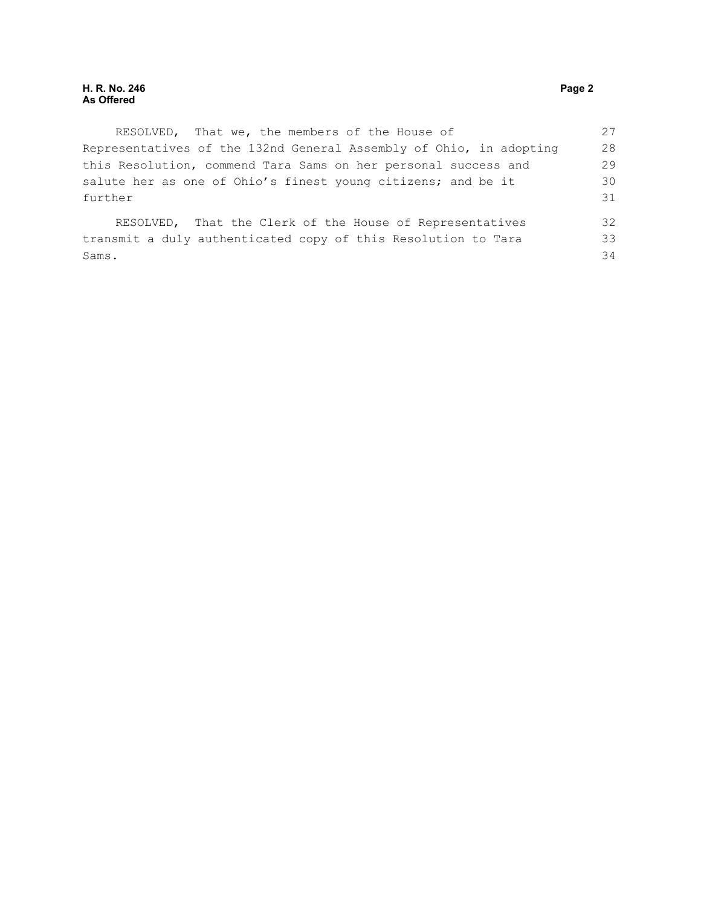RESOLVED, That we, the members of the House of Representatives of the 132nd General Assembly of Ohio, in adopting this Resolution, commend Tara Sams on her personal success and salute her as one of Ohio's finest young citizens; and be it further

RESOLVED, That the Clerk of the House of Representatives transmit a duly authenticated copy of this Resolution to Tara Sams.